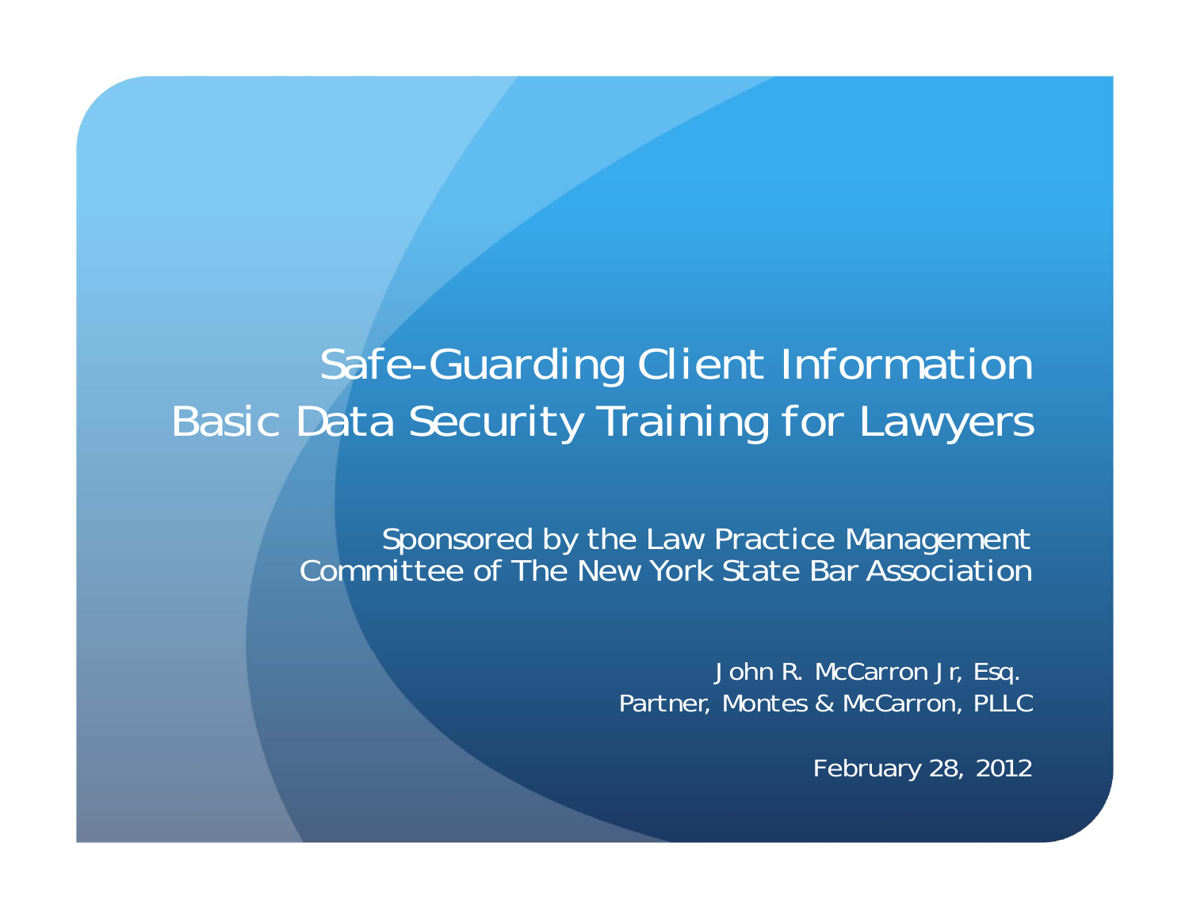# Safe-Guarding Client Information
# Basic Data Security Training for Lawyers

Sponsored by the Law Practice Management Committee of The New York State Bar Association

John R. McCarron Jr, Esq.
Partner, Montes & McCarron, PLLC

February 28, 2012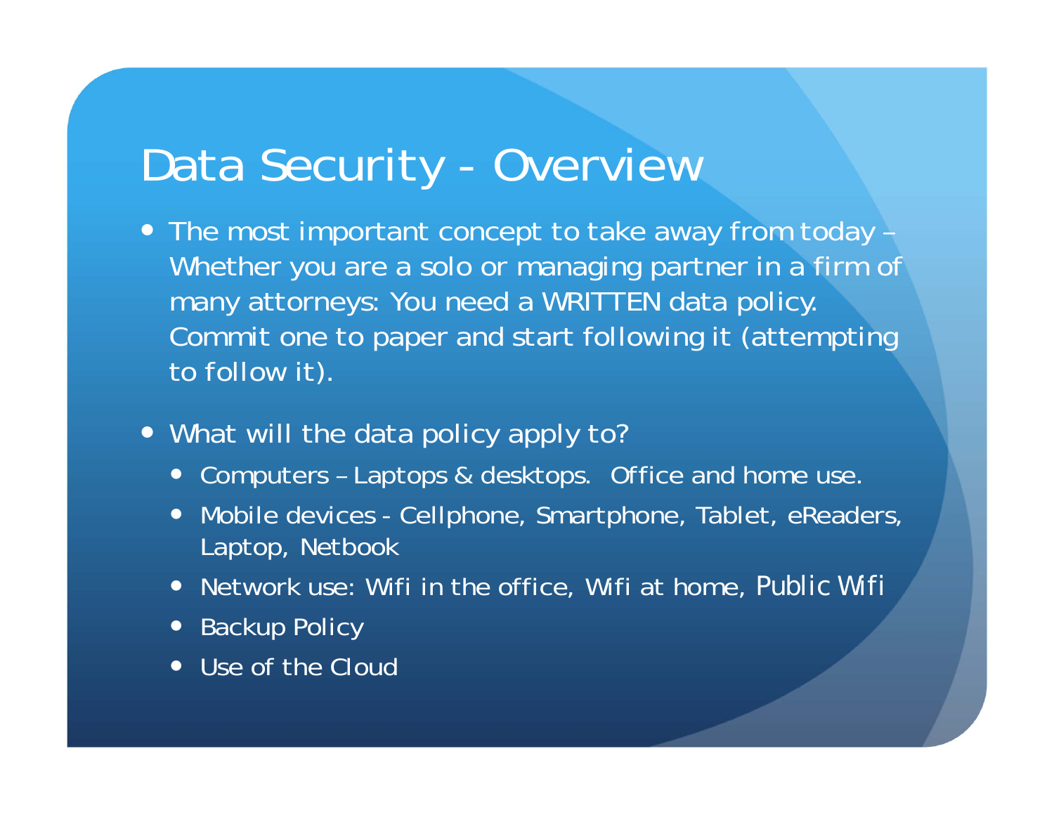# Data Security - Overview

- The most important concept to take away from today – Whether you are a solo or managing partner in a firm of many attorneys: You need a WRITTEN data policy. Commit one to paper and start following it (attempting to follow it).

- What will the data policy apply to?
  - Computers – Laptops & desktops. Office and home use.
  - Mobile devices - Cellphone, Smartphone, Tablet, eReaders, Laptop, Netbook
  - Network use: Wifi in the office, Wifi at home, Public Wifi
  - Backup Policy
  - Use of the Cloud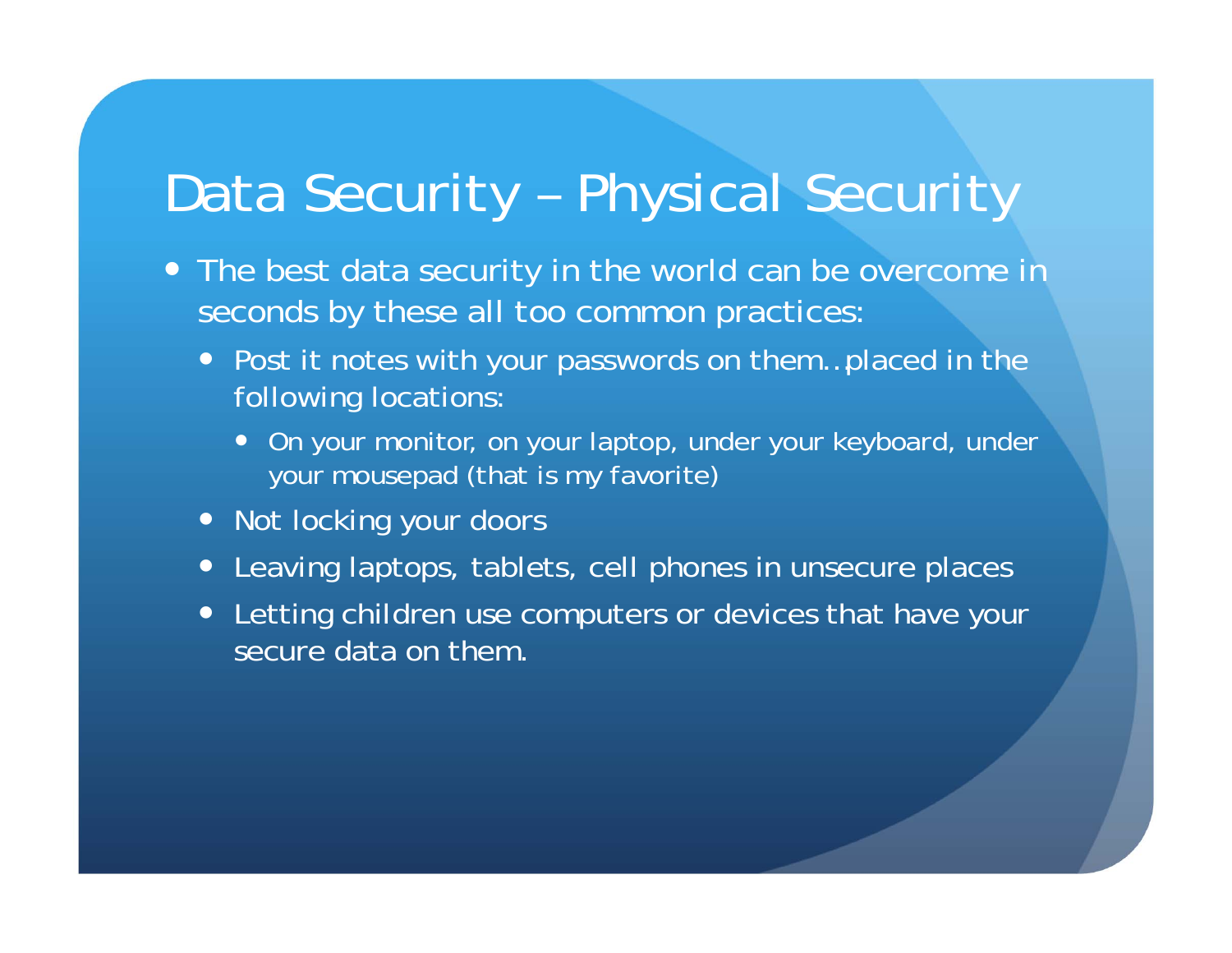# Data Security – Physical Security

- The best data security in the world can be overcome in seconds by these all too common practices:
  - Post it notes with your passwords on them…placed in the following locations:
    - On your monitor, on your laptop, under your keyboard, under your mousepad (that is my favorite)
  - Not locking your doors
  - Leaving laptops, tablets, cell phones in unsecure places
  - Letting children use computers or devices that have your secure data on them.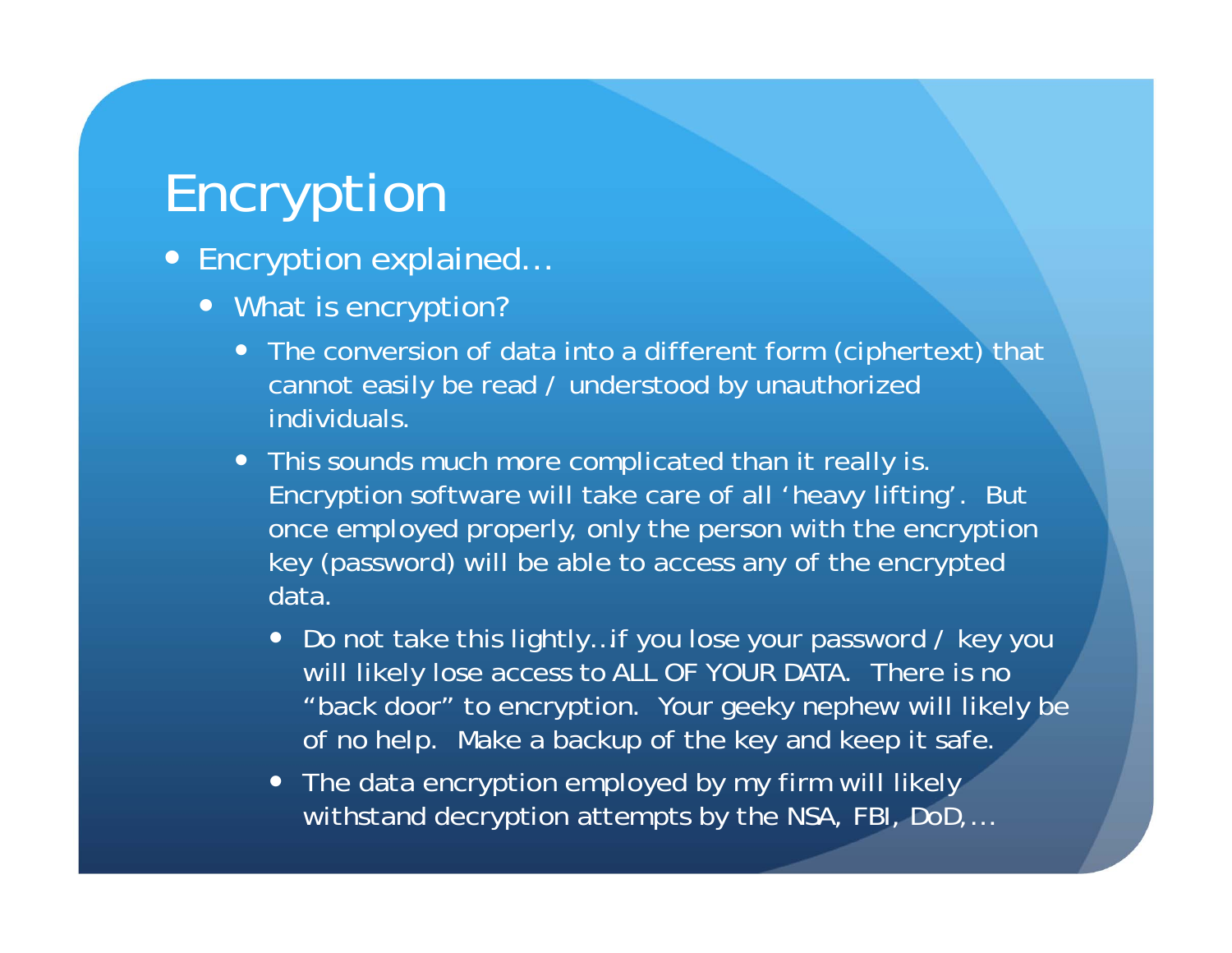# Encryption

- Encryption explained…
  - What is encryption?
    - The conversion of data into a different form (ciphertext) that cannot easily be read / understood by unauthorized individuals.
    - This sounds much more complicated than it really is. Encryption software will take care of all 'heavy lifting'. But once employed properly, only the person with the encryption key (password) will be able to access any of the encrypted data.
      - Do not take this lightly..if you lose your password / key you will likely lose access to ALL OF YOUR DATA. There is no "back door" to encryption. Your geeky nephew will likely be of no help. Make a backup of the key and keep it safe.
      - The data encryption employed by my firm will likely withstand decryption attempts by the NSA, FBI, DoD,…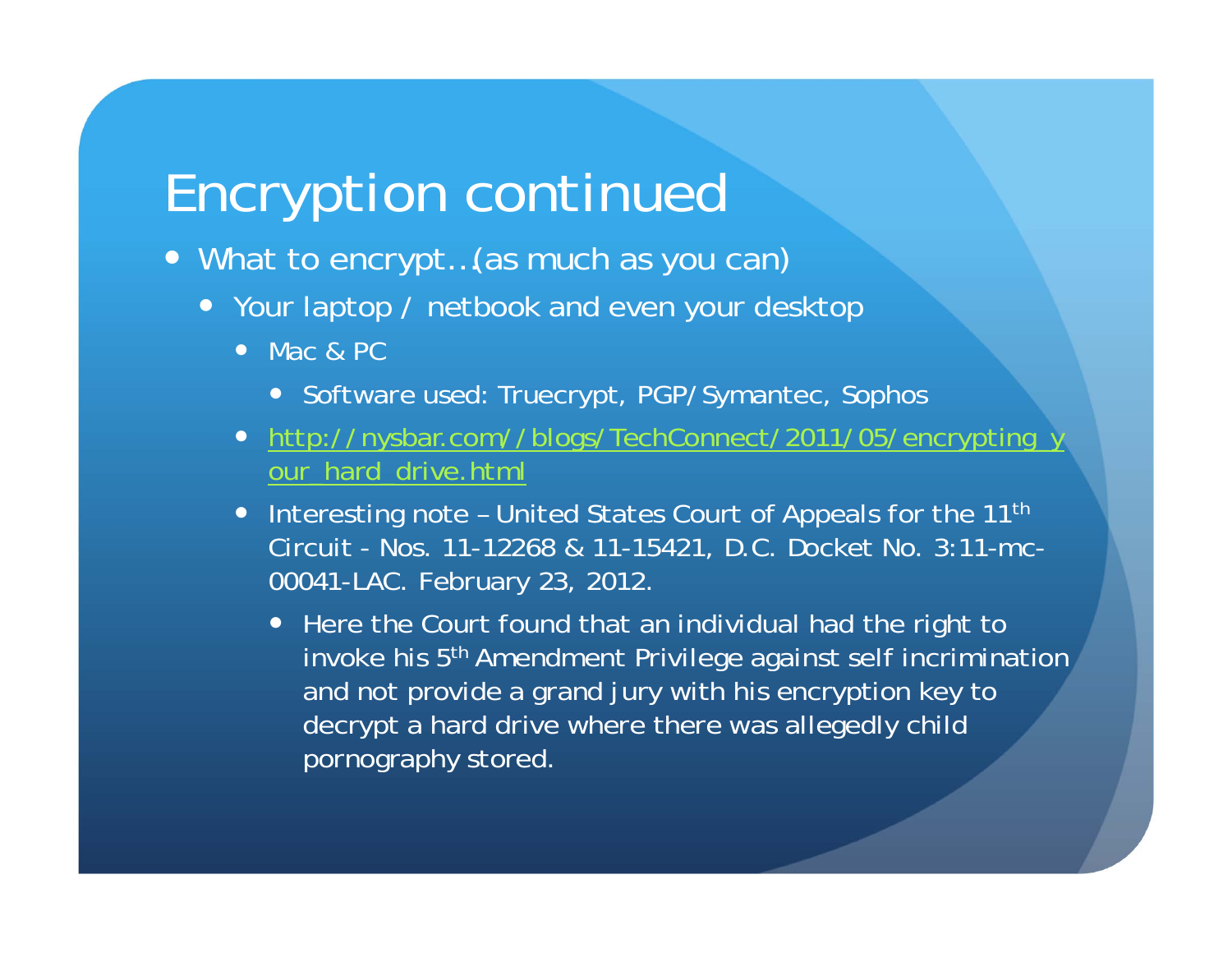# Encryption continued

- What to encrypt…(as much as you can)
  - Your laptop / netbook and even your desktop
    - Mac & PC
      - Software used: Truecrypt, PGP/Symantec, Sophos
    - http://nysbar.com//blogs/TechConnect/2011/05/encrypting_your_hard_drive.html
    - Interesting note – United States Court of Appeals for the 11th Circuit - Nos. 11-12268 & 11-15421, D.C. Docket No. 3:11-mc-00041-LAC. February 23, 2012.
      - Here the Court found that an individual had the right to invoke his 5th Amendment Privilege against self incrimination and not provide a grand jury with his encryption key to decrypt a hard drive where there was allegedly child pornography stored.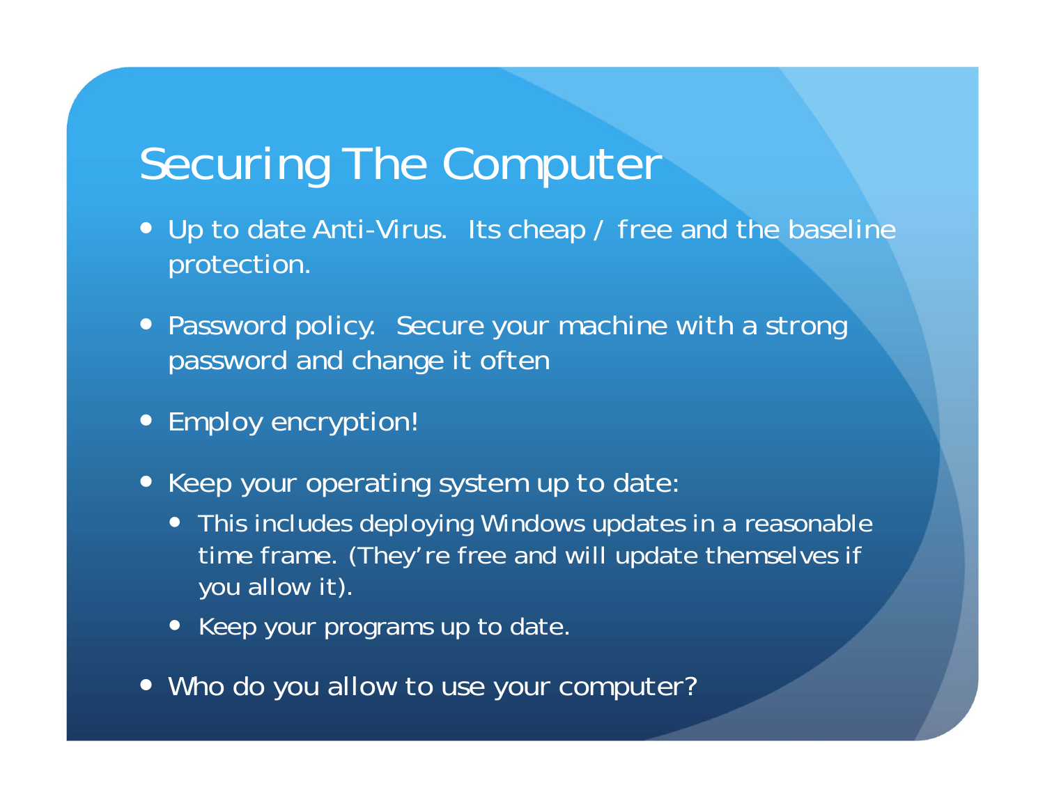# Securing The Computer

- Up to date Anti-Virus. Its cheap / free and the baseline protection.
- Password policy. Secure your machine with a strong password and change it often
- Employ encryption!
- Keep your operating system up to date:
  - This includes deploying Windows updates in a reasonable time frame. (They're free and will update themselves if you allow it).
  - Keep your programs up to date.
- Who do you allow to use your computer?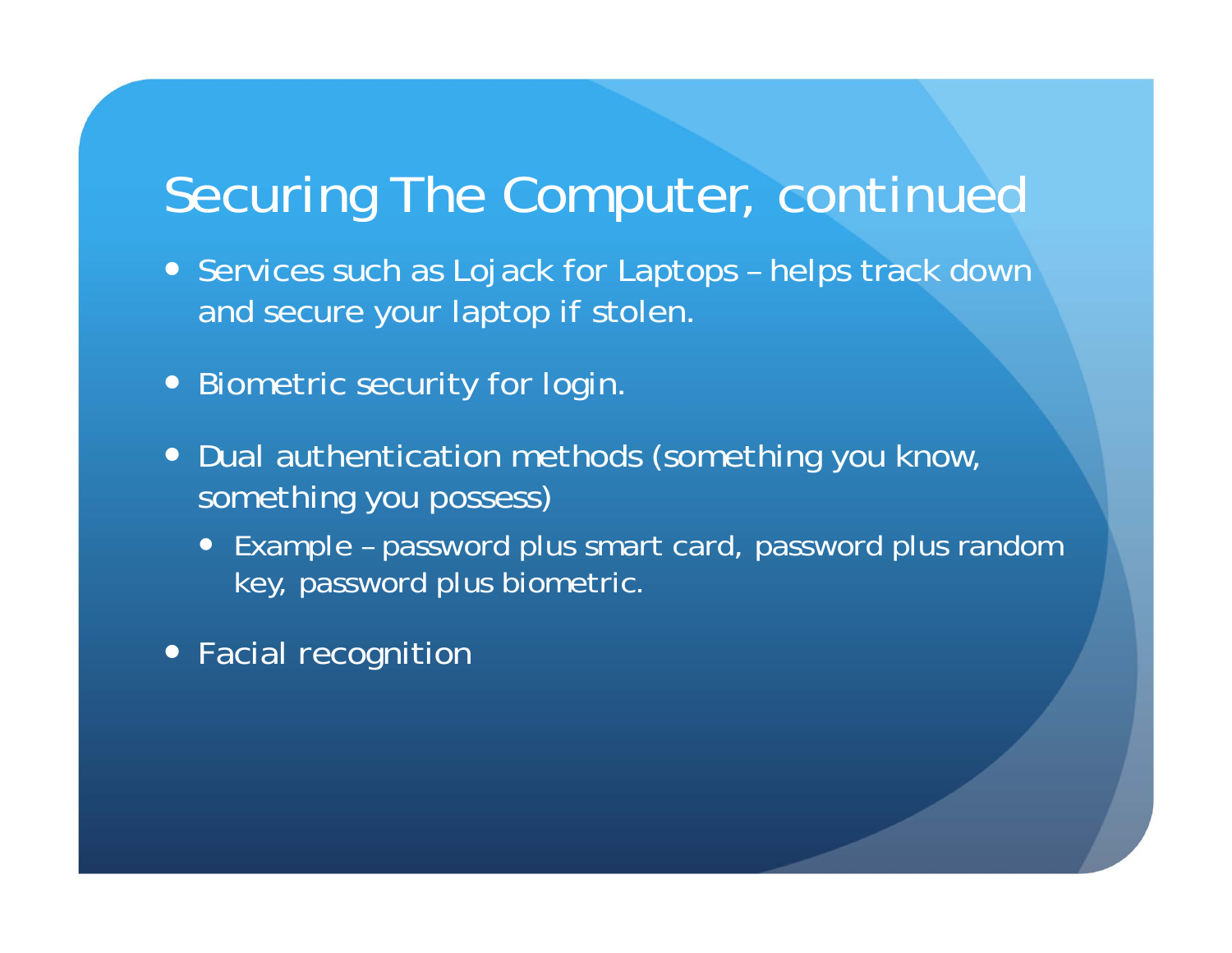# Securing The Computer, continued

- Services such as Lojack for Laptops – helps track down and secure your laptop if stolen.
- Biometric security for login.
- Dual authentication methods (something you know, something you possess)
  - Example – password plus smart card, password plus random key, password plus biometric.
- Facial recognition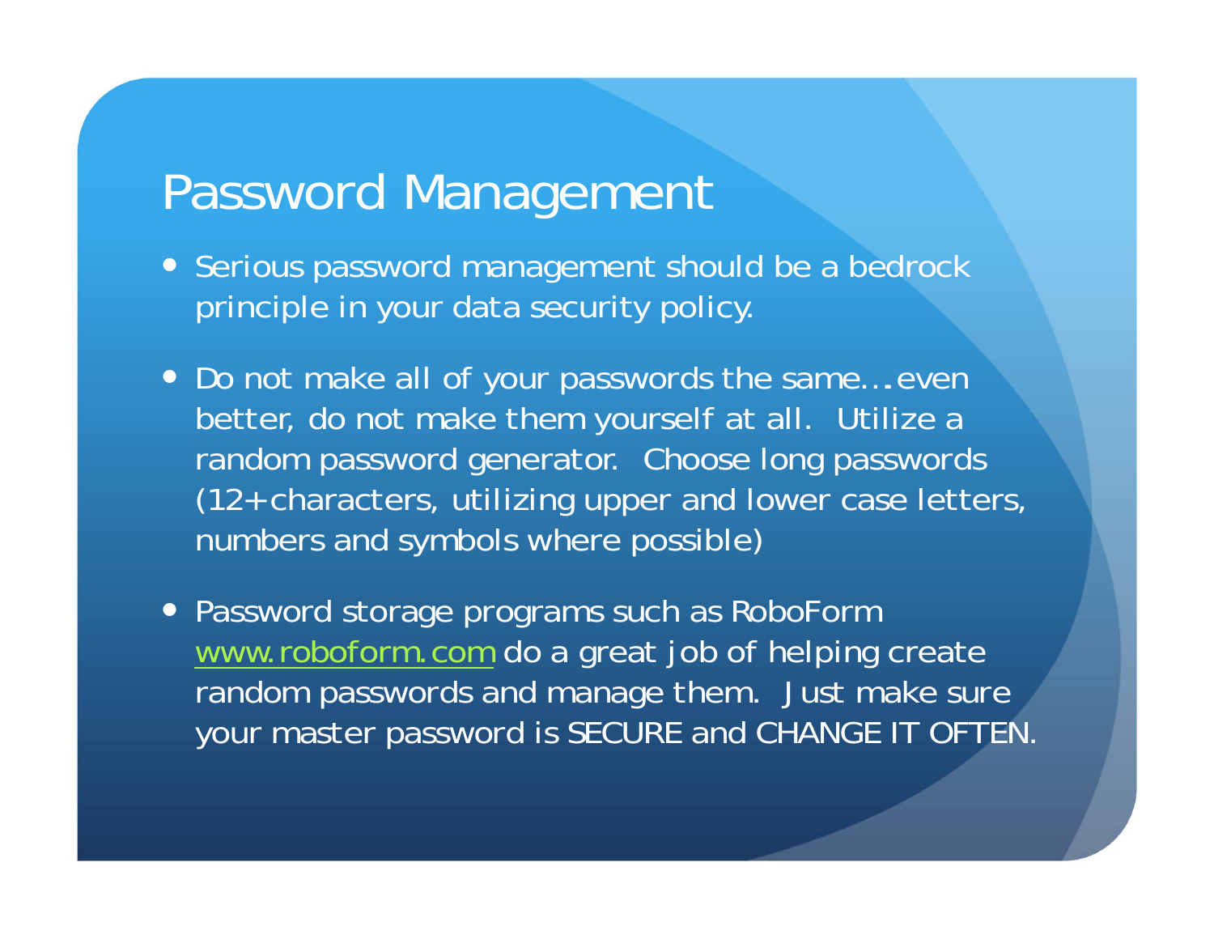# Password Management

- Serious password management should be a bedrock principle in your data security policy.
- Do not make all of your passwords the same…even better, do not make them yourself at all. Utilize a random password generator. Choose long passwords (12+characters, utilizing upper and lower case letters, numbers and symbols where possible)
- Password storage programs such as RoboForm [www.roboform.com](http://www.roboform.com) do a great job of helping create random passwords and manage them. Just make sure your master password is SECURE and CHANGE IT OFTEN.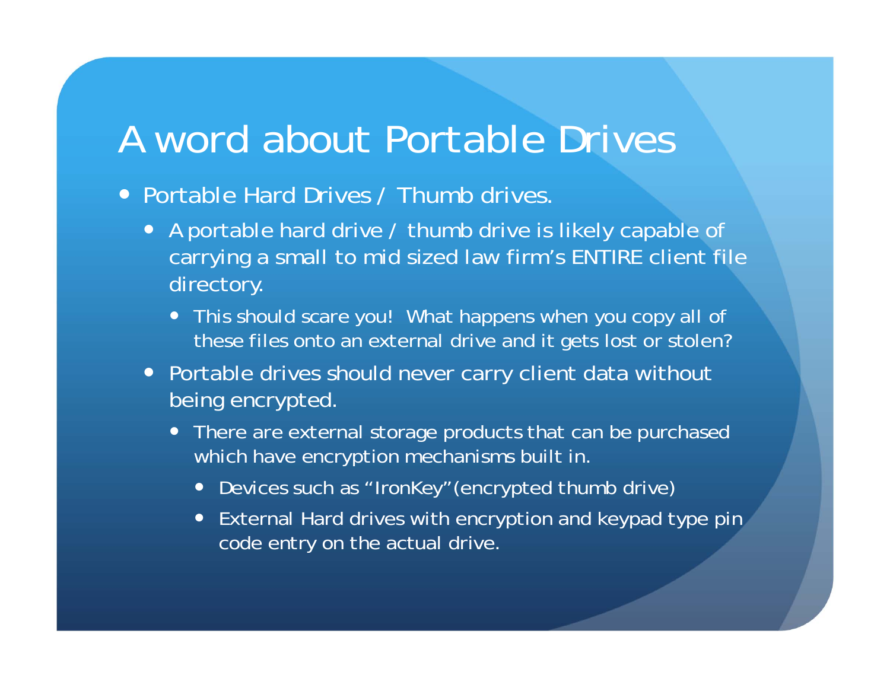# A word about Portable Drives

- Portable Hard Drives / Thumb drives.
  - A portable hard drive / thumb drive is likely capable of carrying a small to mid sized law firm's ENTIRE client file directory.
    - This should scare you! What happens when you copy all of these files onto an external drive and it gets lost or stolen?
  - Portable drives should never carry client data without being encrypted.
    - There are external storage products that can be purchased which have encryption mechanisms built in.
      - Devices such as "IronKey" (encrypted thumb drive)
      - External Hard drives with encryption and keypad type pin code entry on the actual drive.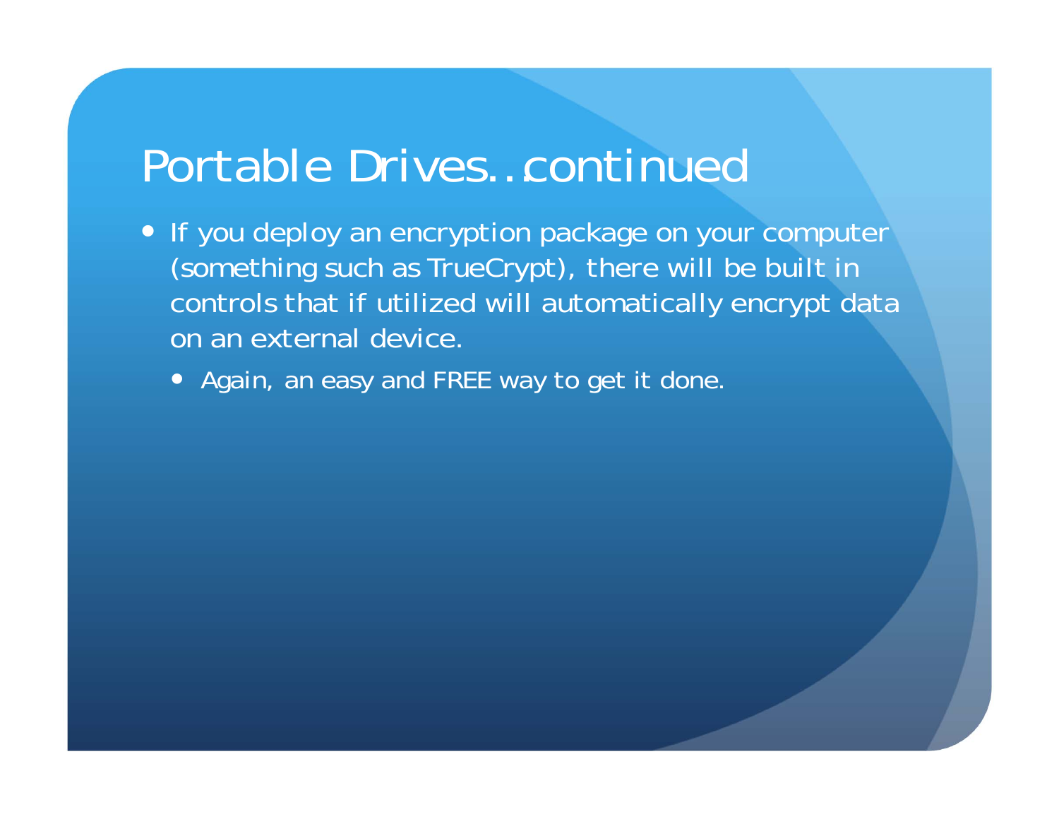# Portable Drives…continued

- If you deploy an encryption package on your computer (something such as TrueCrypt), there will be built in controls that if utilized will automatically encrypt data on an external device.
  - Again, an easy and FREE way to get it done.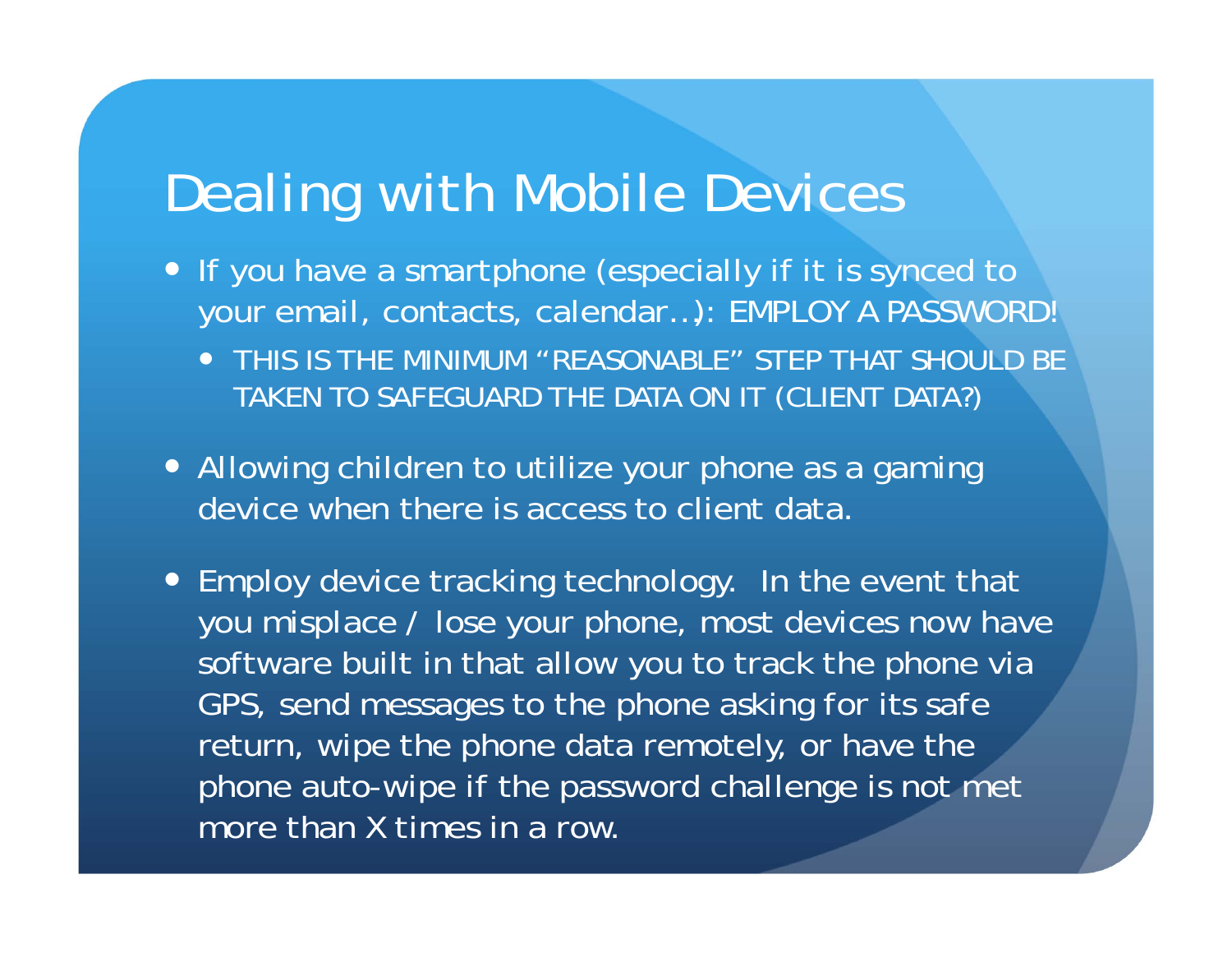# Dealing with Mobile Devices

- If you have a smartphone (especially if it is synced to your email, contacts, calendar…): EMPLOY A PASSWORD!
  - THIS IS THE MINIMUM "REASONABLE" STEP THAT SHOULD BE TAKEN TO SAFEGUARD THE DATA ON IT (CLIENT DATA?)
- Allowing children to utilize your phone as a gaming device when there is access to client data.
- Employ device tracking technology. In the event that you misplace / lose your phone, most devices now have software built in that allow you to track the phone via GPS, send messages to the phone asking for its safe return, wipe the phone data remotely, or have the phone auto-wipe if the password challenge is not met more than X times in a row.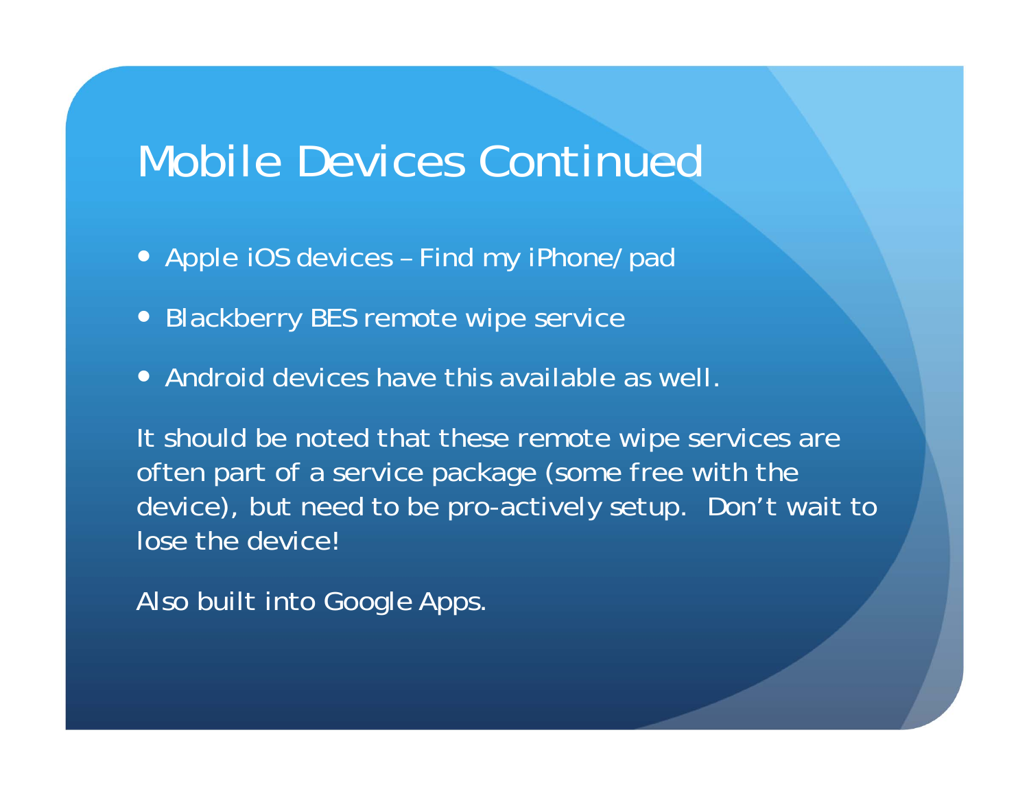# Mobile Devices Continued

- Apple iOS devices – Find my iPhone/ pad
- Blackberry BES remote wipe service
- Android devices have this available as well.

It should be noted that these remote wipe services are often part of a service package (some free with the device), but need to be pro-actively setup. Don't wait to lose the device!

Also built into Google Apps.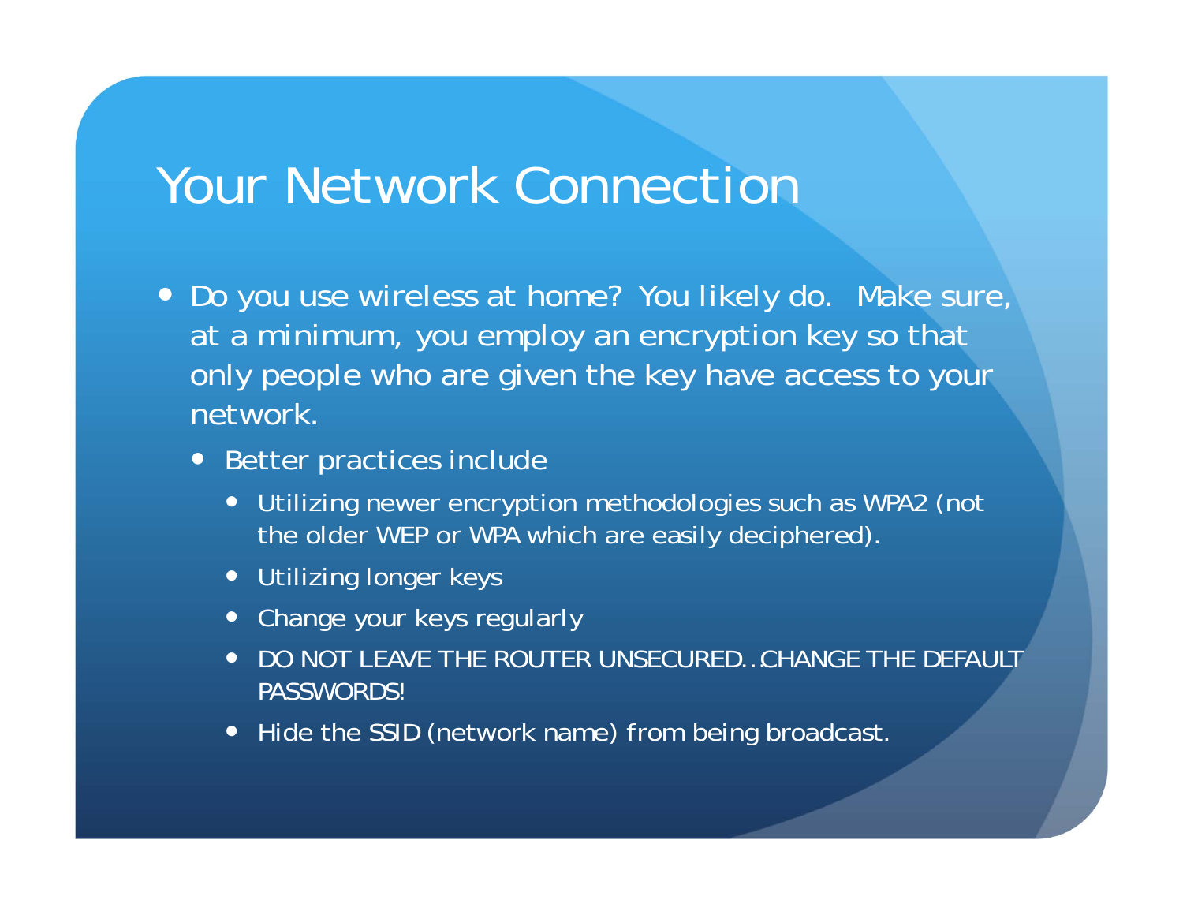# Your Network Connection

- Do you use wireless at home? You likely do. Make sure, at a minimum, you employ an encryption key so that only people who are given the key have access to your network.
  - Better practices include
    - Utilizing newer encryption methodologies such as WPA2 (not the older WEP or WPA which are easily deciphered).
    - Utilizing longer keys
    - Change your keys regularly
    - DO NOT LEAVE THE ROUTER UNSECURED…CHANGE THE DEFAULT PASSWORDS!
    - Hide the SSID (network name) from being broadcast.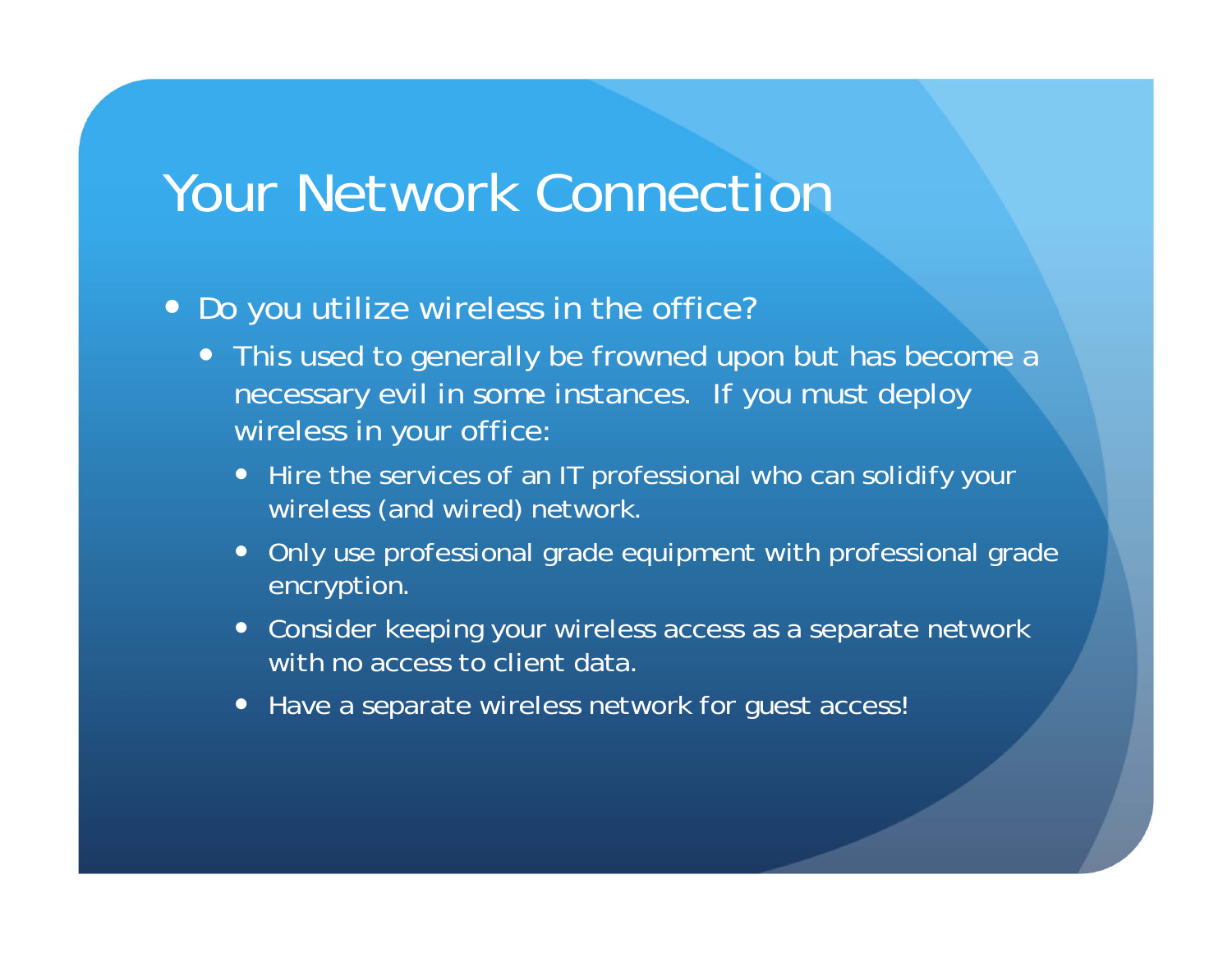# Your Network Connection

- Do you utilize wireless in the office?
  - This used to generally be frowned upon but has become a necessary evil in some instances.  If you must deploy wireless in your office:
    - Hire the services of an IT professional who can solidify your wireless (and wired) network.
    - Only use professional grade equipment with professional grade encryption.
    - Consider keeping your wireless access as a separate network with no access to client data.
    - Have a separate wireless network for guest access!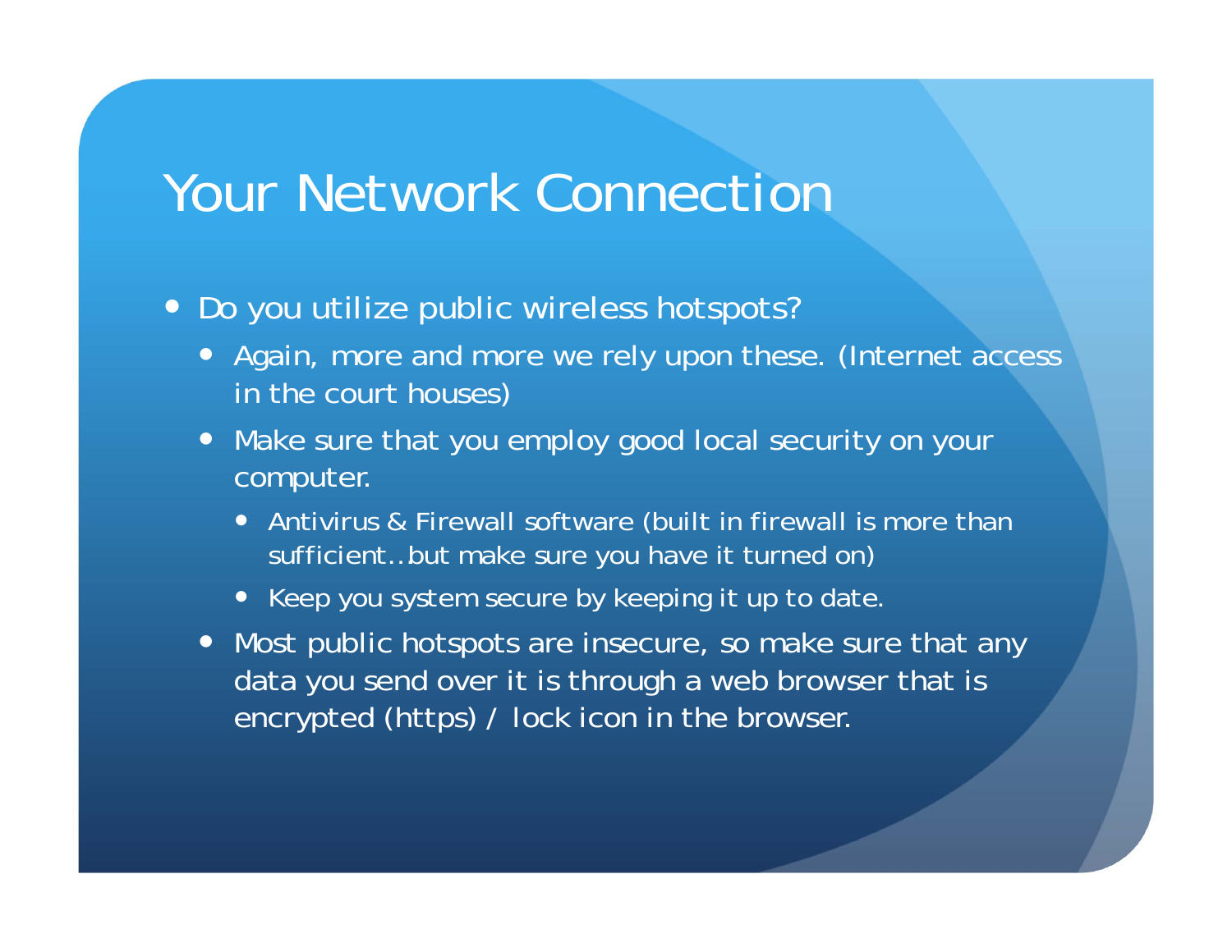# Your Network Connection

- Do you utilize public wireless hotspots?
  - Again, more and more we rely upon these. (Internet access in the court houses)
  - Make sure that you employ good local security on your computer.
    - Antivirus & Firewall software (built in firewall is more than sufficient…but make sure you have it turned on)
    - Keep you system secure by keeping it up to date.
  - Most public hotspots are insecure, so make sure that any data you send over it is through a web browser that is encrypted (https) / lock icon in the browser.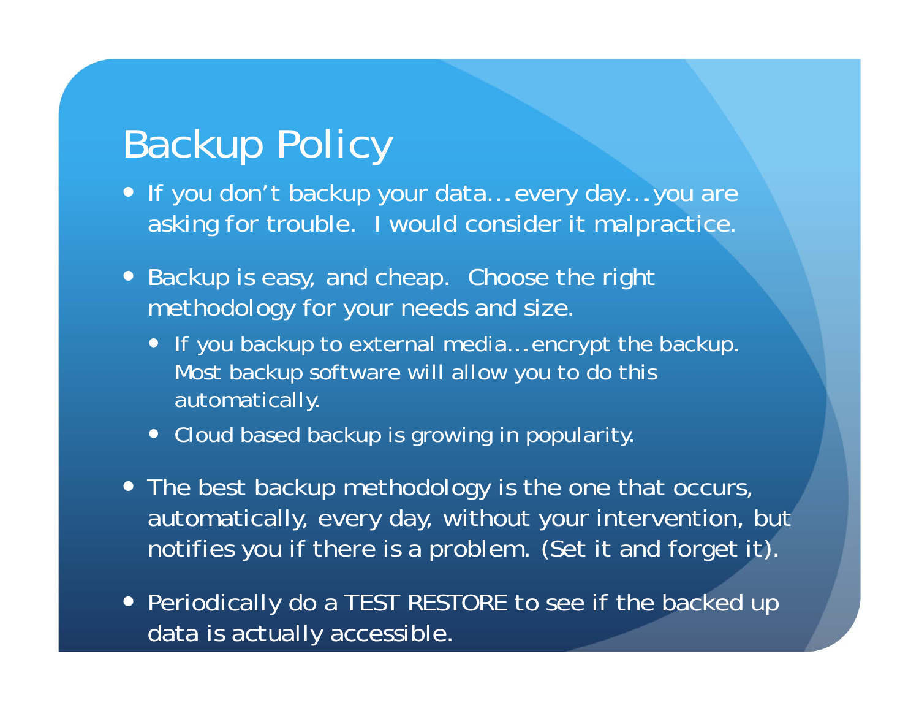# Backup Policy

- If you don't backup your data…every day…you are asking for trouble. I would consider it malpractice.
- Backup is easy, and cheap. Choose the right methodology for your needs and size.
  - If you backup to external media…encrypt the backup. Most backup software will allow you to do this automatically.
  - Cloud based backup is growing in popularity.
- The best backup methodology is the one that occurs, automatically, every day, without your intervention, but notifies you if there is a problem. (Set it and forget it).
- Periodically do a TEST RESTORE to see if the backed up data is actually accessible.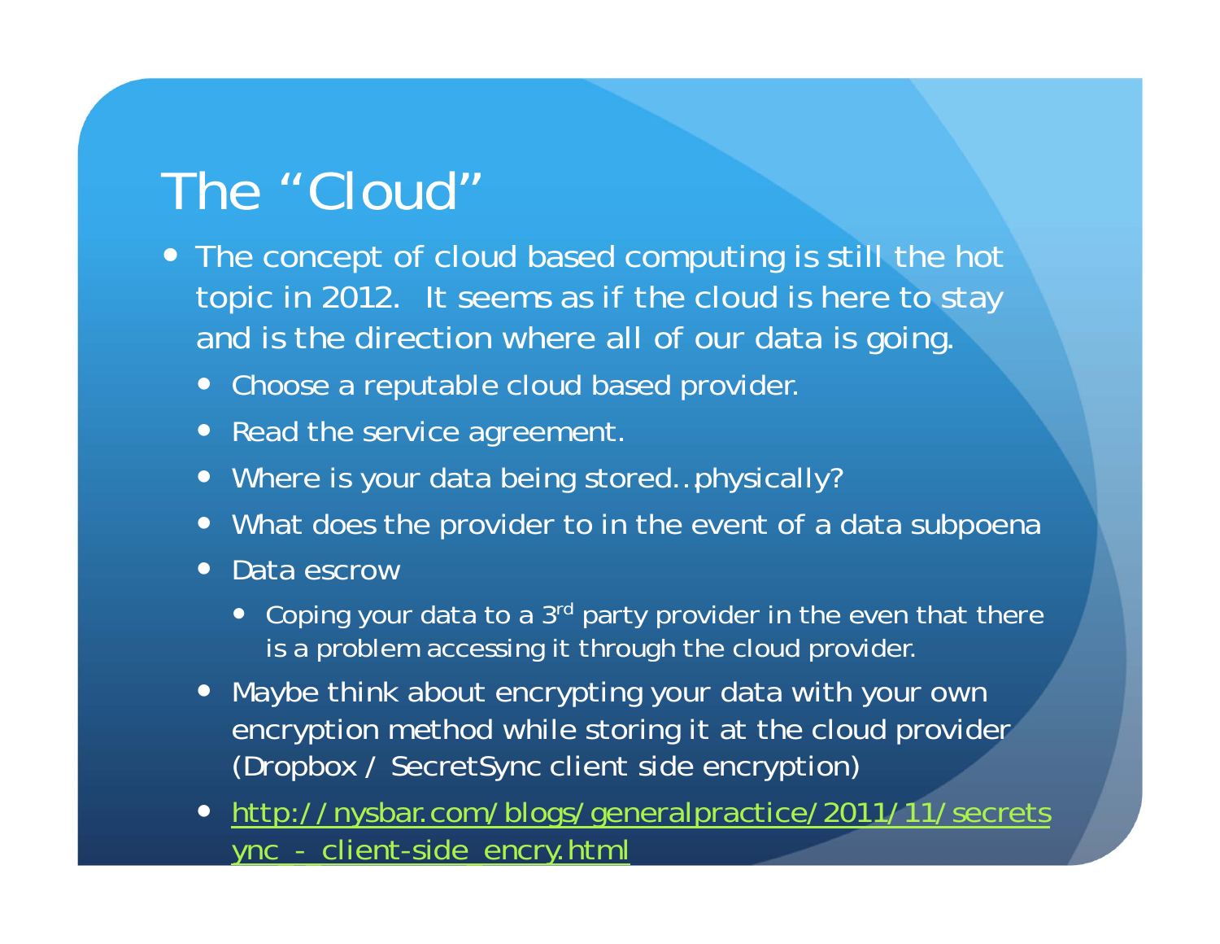# The "Cloud"

- The concept of cloud based computing is still the hot topic in 2012. It seems as if the cloud is here to stay and is the direction where all of our data is going.
  - Choose a reputable cloud based provider.
  - Read the service agreement.
  - Where is your data being stored…physically?
  - What does the provider to in the event of a data subpoena
  - Data escrow
    - Coping your data to a 3rd party provider in the even that there is a problem accessing it through the cloud provider.
  - Maybe think about encrypting your data with your own encryption method while storing it at the cloud provider (Dropbox / SecretSync client side encryption)
  - http://nysbar.com/blogs/generalpractice/2011/11/secretsync_-_client-side_encry.html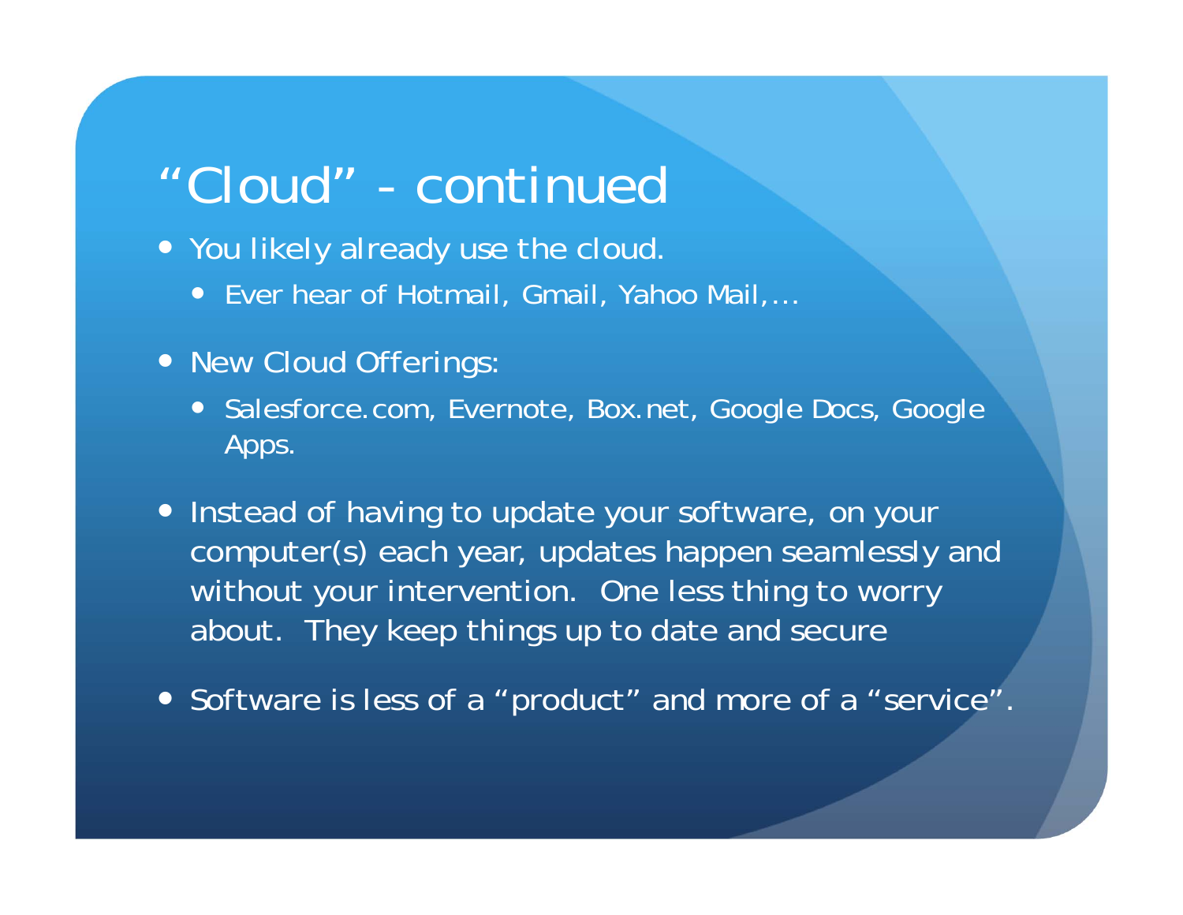# "Cloud" - continued

- You likely already use the cloud.
  - Ever hear of Hotmail, Gmail, Yahoo Mail,…
- New Cloud Offerings:
  - Salesforce.com, Evernote, Box.net, Google Docs, Google Apps.
- Instead of having to update your software, on your computer(s) each year, updates happen seamlessly and without your intervention. One less thing to worry about. They keep things up to date and secure
- Software is less of a "product" and more of a "service".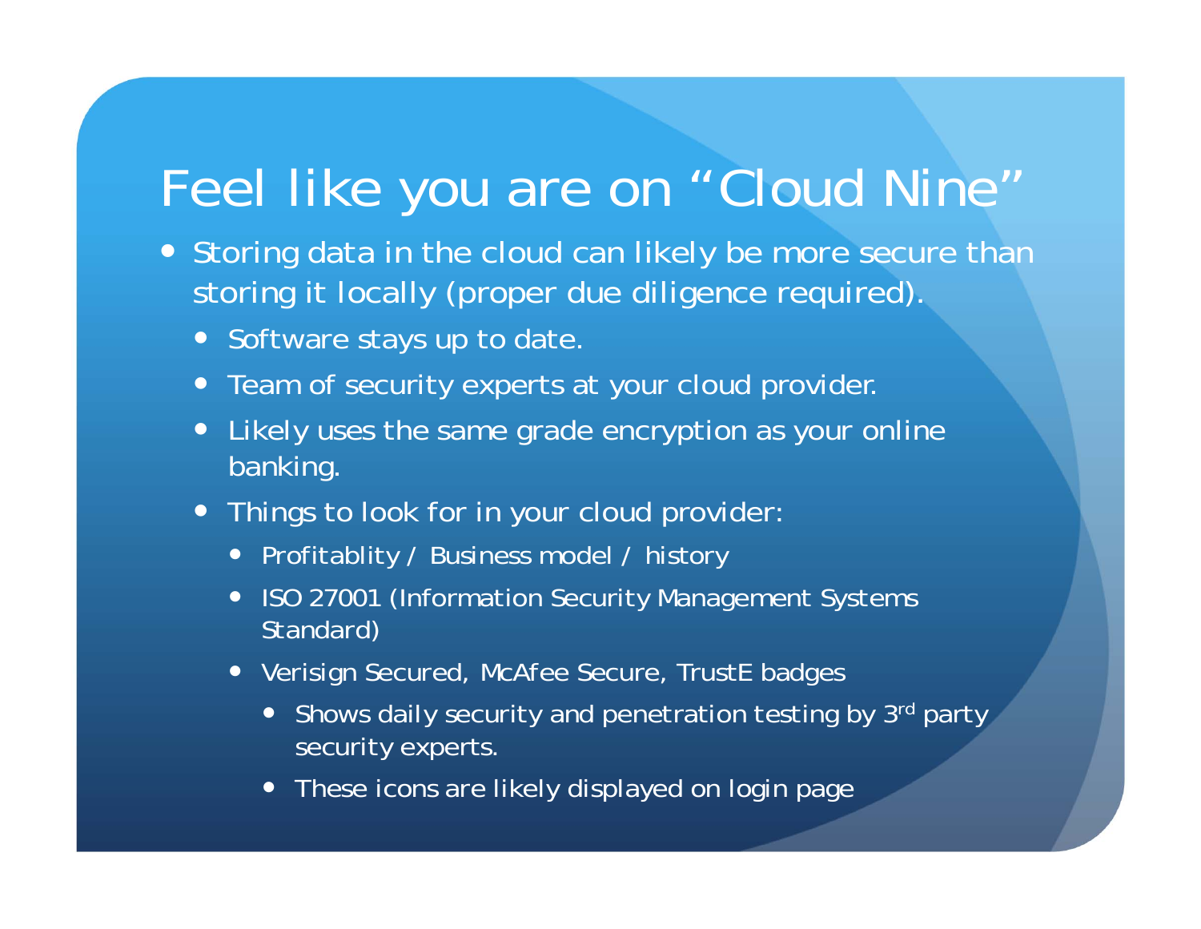# Feel like you are on "Cloud Nine"

- Storing data in the cloud can likely be more secure than storing it locally (proper due diligence required).
  - Software stays up to date.
  - Team of security experts at your cloud provider.
  - Likely uses the same grade encryption as your online banking.
  - Things to look for in your cloud provider:
    - Profitablity / Business model / history
    - ISO 27001 (Information Security Management Systems Standard)
    - Verisign Secured, McAfee Secure, TrustE badges
      - Shows daily security and penetration testing by 3rd party security experts.
      - These icons are likely displayed on login page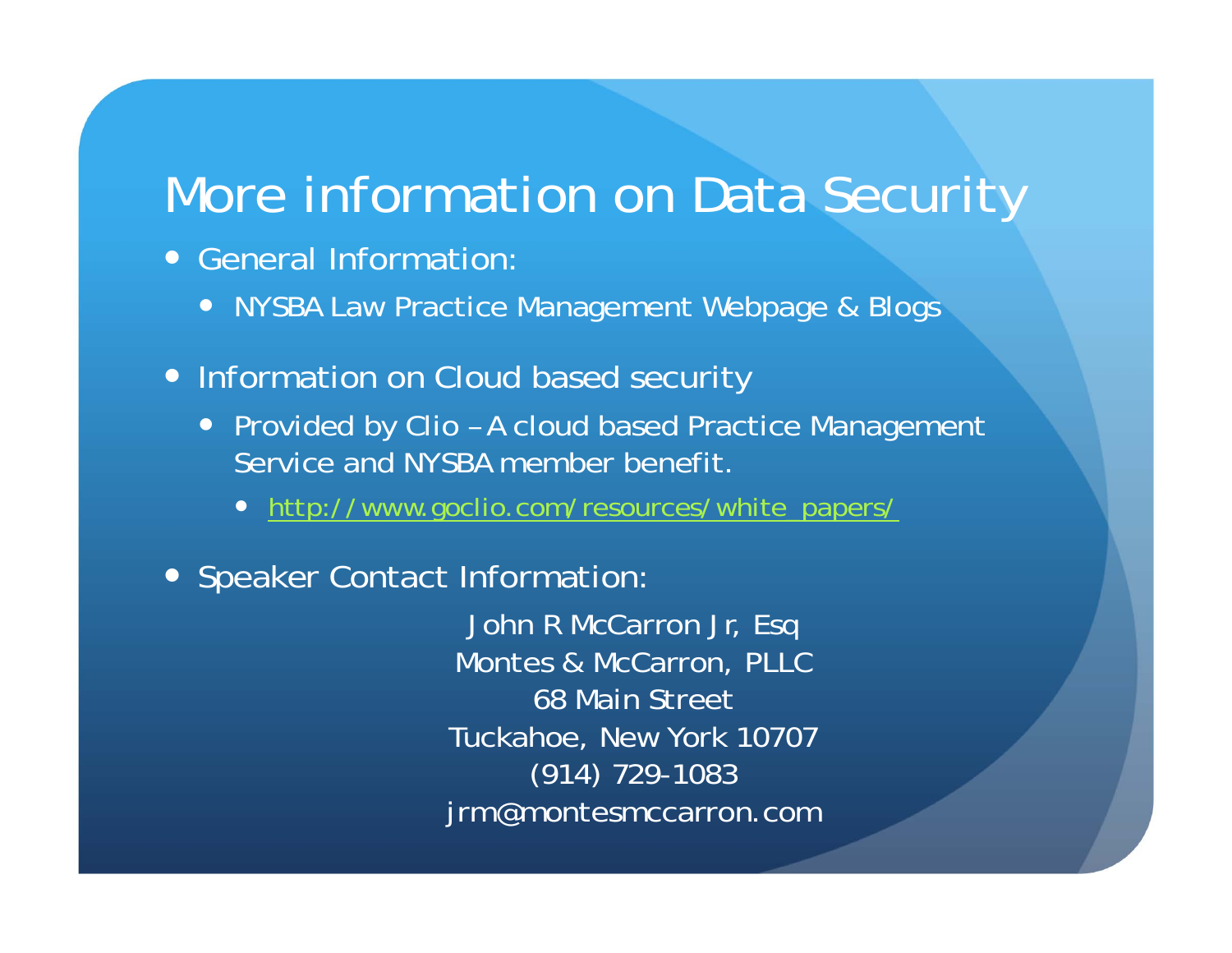# More information on Data Security

- General Information:
  - NYSBA Law Practice Management Webpage & Blogs
- Information on Cloud based security
  - Provided by Clio – A cloud based Practice Management Service and NYSBA member benefit.
    - http://www.goclio.com/resources/white_papers/
- Speaker Contact Information:

John R McCarron Jr, Esq
Montes & McCarron, PLLC
68 Main Street
Tuckahoe, New York 10707
(914) 729-1083
jrm@montesmccarron.com